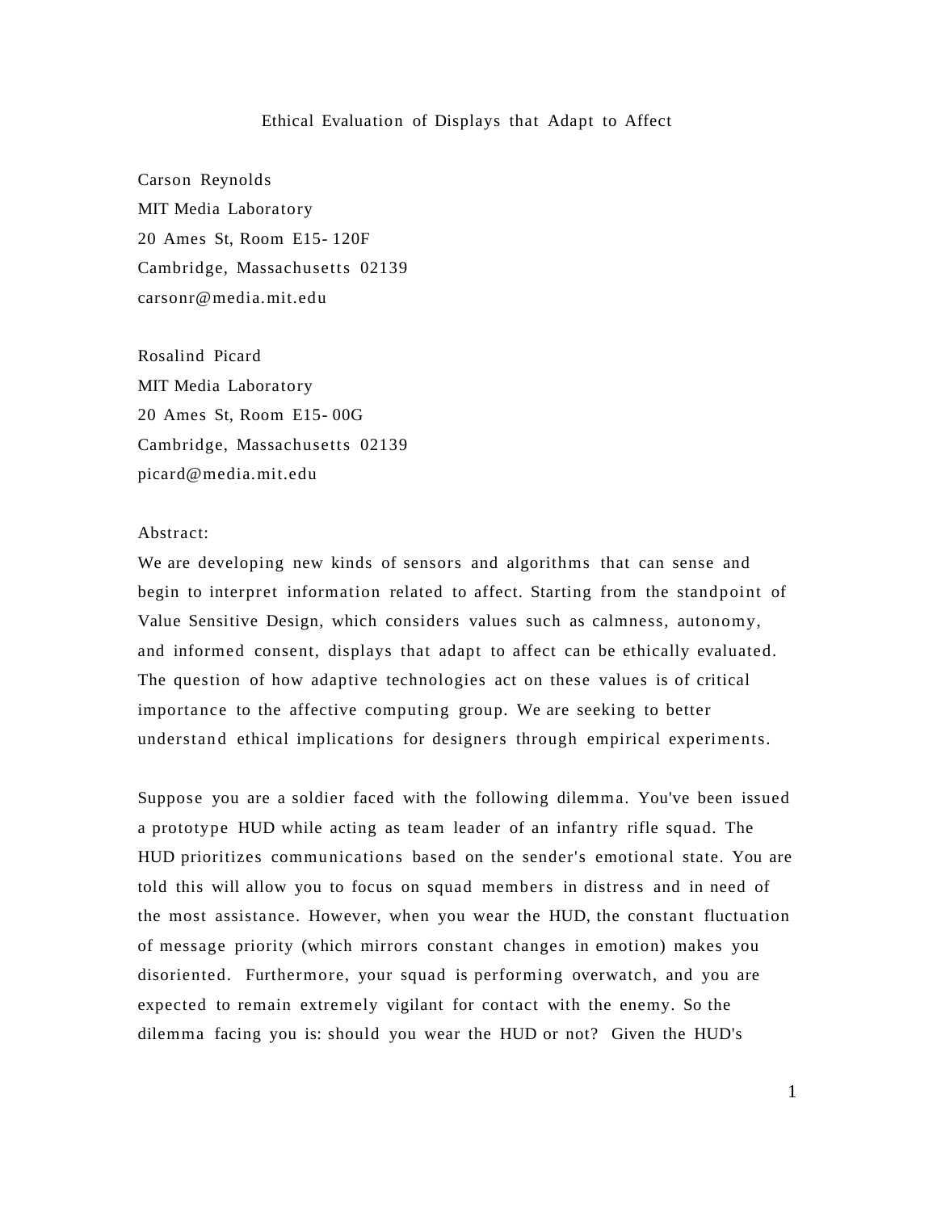# Ethical Evaluation of Displays that Adapt to Affect

Carson Reynolds
MIT Media Laboratory
20 Ames St, Room E15-120F
Cambridge, Massachusetts 02139
carsonr@media.mit.edu

Rosalind Picard
MIT Media Laboratory
20 Ames St, Room E15-00G
Cambridge, Massachusetts 02139
picard@media.mit.edu

Abstract:
We are developing new kinds of sensors and algorithms that can sense and begin to interpret information related to affect. Starting from the standpoint of Value Sensitive Design, which considers values such as calmness, autonomy, and informed consent, displays that adapt to affect can be ethically evaluated. The question of how adaptive technologies act on these values is of critical importance to the affective computing group. We are seeking to better understand ethical implications for designers through empirical experiments.

Suppose you are a soldier faced with the following dilemma. You've been issued a prototype HUD while acting as team leader of an infantry rifle squad. The HUD prioritizes communications based on the sender's emotional state. You are told this will allow you to focus on squad members in distress and in need of the most assistance. However, when you wear the HUD, the constant fluctuation of message priority (which mirrors constant changes in emotion) makes you disoriented. Furthermore, your squad is performing overwatch, and you are expected to remain extremely vigilant for contact with the enemy. So the dilemma facing you is: should you wear the HUD or not? Given the HUD's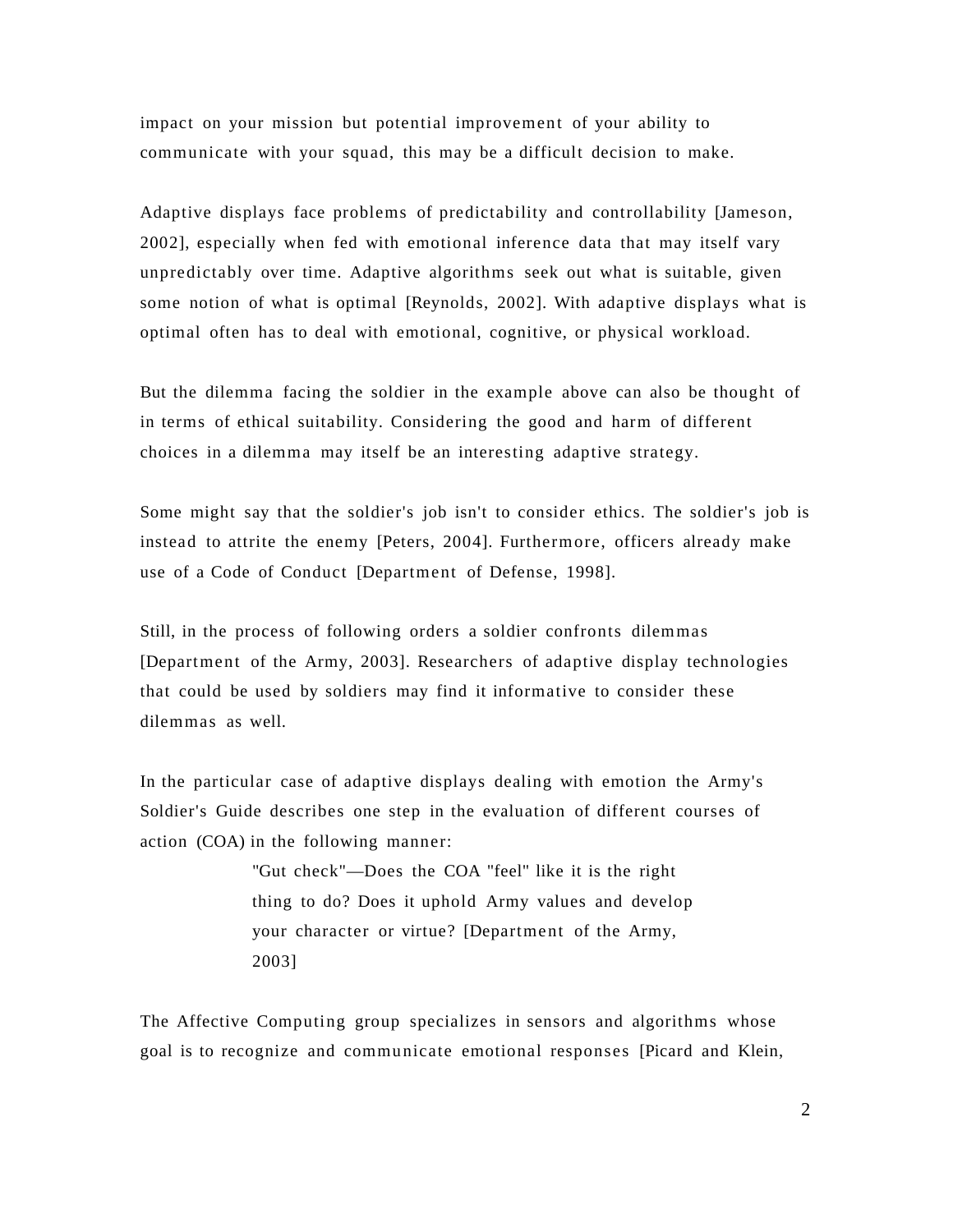impact on your mission but potential improvement of your ability to communicate with your squad, this may be a difficult decision to make.

Adaptive displays face problems of predictability and controllability [Jameson, 2002], especially when fed with emotional inference data that may itself vary unpredictably over time. Adaptive algorithms seek out what is suitable, given some notion of what is optimal [Reynolds, 2002]. With adaptive displays what is optimal often has to deal with emotional, cognitive, or physical workload.

But the dilemma facing the soldier in the example above can also be thought of in terms of ethical suitability. Considering the good and harm of different choices in a dilemma may itself be an interesting adaptive strategy.

Some might say that the soldier's job isn't to consider ethics. The soldier's job is instead to attrite the enemy [Peters, 2004]. Furthermore, officers already make use of a Code of Conduct [Department of Defense, 1998].

Still, in the process of following orders a soldier confronts dilemmas [Department of the Army, 2003]. Researchers of adaptive display technologies that could be used by soldiers may find it informative to consider these dilemmas as well.

In the particular case of adaptive displays dealing with emotion the Army's Soldier's Guide describes one step in the evaluation of different courses of action (COA) in the following manner:

> "Gut check"—Does the COA "feel" like it is the right thing to do? Does it uphold Army values and develop your character or virtue? [Department of the Army, 2003]

The Affective Computing group specializes in sensors and algorithms whose goal is to recognize and communicate emotional responses [Picard and Klein,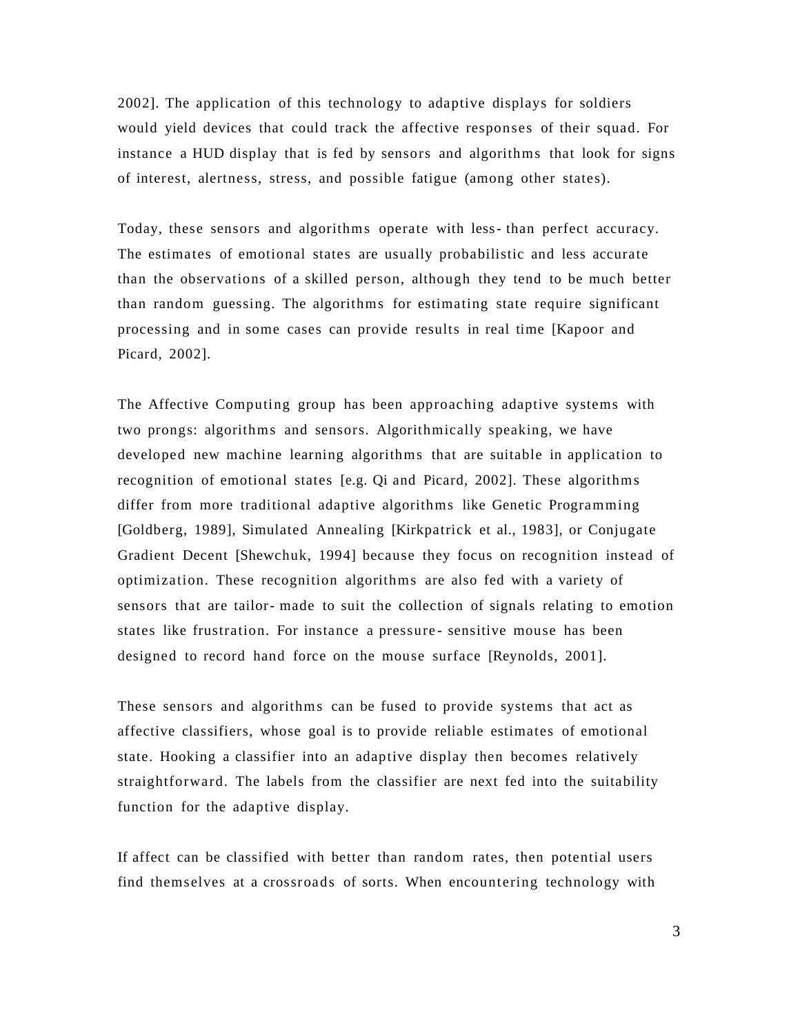2002]. The application of this technology to adaptive displays for soldiers would yield devices that could track the affective responses of their squad. For instance a HUD display that is fed by sensors and algorithms that look for signs of interest, alertness, stress, and possible fatigue (among other states).

Today, these sensors and algorithms operate with less-than perfect accuracy. The estimates of emotional states are usually probabilistic and less accurate than the observations of a skilled person, although they tend to be much better than random guessing. The algorithms for estimating state require significant processing and in some cases can provide results in real time [Kapoor and Picard, 2002].

The Affective Computing group has been approaching adaptive systems with two prongs: algorithms and sensors. Algorithmically speaking, we have developed new machine learning algorithms that are suitable in application to recognition of emotional states [e.g. Qi and Picard, 2002]. These algorithms differ from more traditional adaptive algorithms like Genetic Programming [Goldberg, 1989], Simulated Annealing [Kirkpatrick et al., 1983], or Conjugate Gradient Decent [Shewchuk, 1994] because they focus on recognition instead of optimization. These recognition algorithms are also fed with a variety of sensors that are tailor-made to suit the collection of signals relating to emotion states like frustration. For instance a pressure-sensitive mouse has been designed to record hand force on the mouse surface [Reynolds, 2001].

These sensors and algorithms can be fused to provide systems that act as affective classifiers, whose goal is to provide reliable estimates of emotional state. Hooking a classifier into an adaptive display then becomes relatively straightforward. The labels from the classifier are next fed into the suitability function for the adaptive display.

If affect can be classified with better than random rates, then potential users find themselves at a crossroads of sorts. When encountering technology with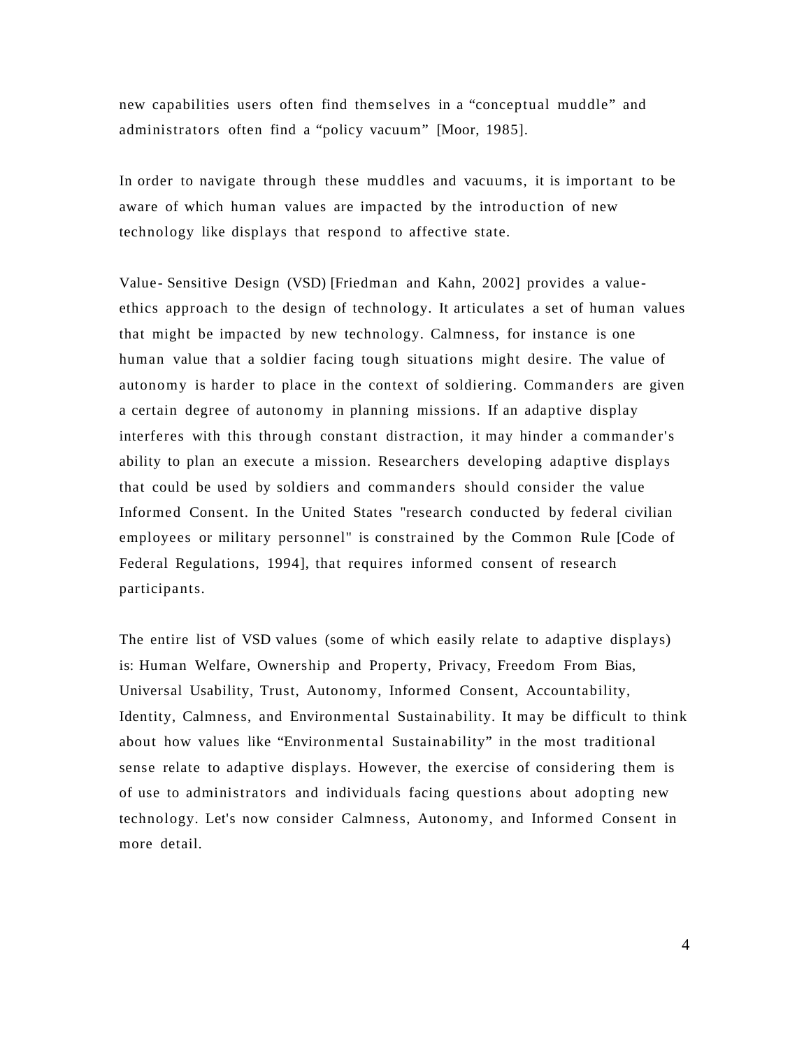new capabilities users often find themselves in a "conceptual muddle" and administrators often find a "policy vacuum" [Moor, 1985].

In order to navigate through these muddles and vacuums, it is important to be aware of which human values are impacted by the introduction of new technology like displays that respond to affective state.

Value- Sensitive Design (VSD) [Friedman and Kahn, 2002] provides a value-ethics approach to the design of technology. It articulates a set of human values that might be impacted by new technology. Calmness, for instance is one human value that a soldier facing tough situations might desire. The value of autonomy is harder to place in the context of soldiering. Commanders are given a certain degree of autonomy in planning missions. If an adaptive display interferes with this through constant distraction, it may hinder a commander's ability to plan an execute a mission. Researchers developing adaptive displays that could be used by soldiers and commanders should consider the value Informed Consent. In the United States "research conducted by federal civilian employees or military personnel" is constrained by the Common Rule [Code of Federal Regulations, 1994], that requires informed consent of research participants.

The entire list of VSD values (some of which easily relate to adaptive displays) is: Human Welfare, Ownership and Property, Privacy, Freedom From Bias, Universal Usability, Trust, Autonomy, Informed Consent, Accountability, Identity, Calmness, and Environmental Sustainability. It may be difficult to think about how values like "Environmental Sustainability" in the most traditional sense relate to adaptive displays. However, the exercise of considering them is of use to administrators and individuals facing questions about adopting new technology. Let's now consider Calmness, Autonomy, and Informed Consent in more detail.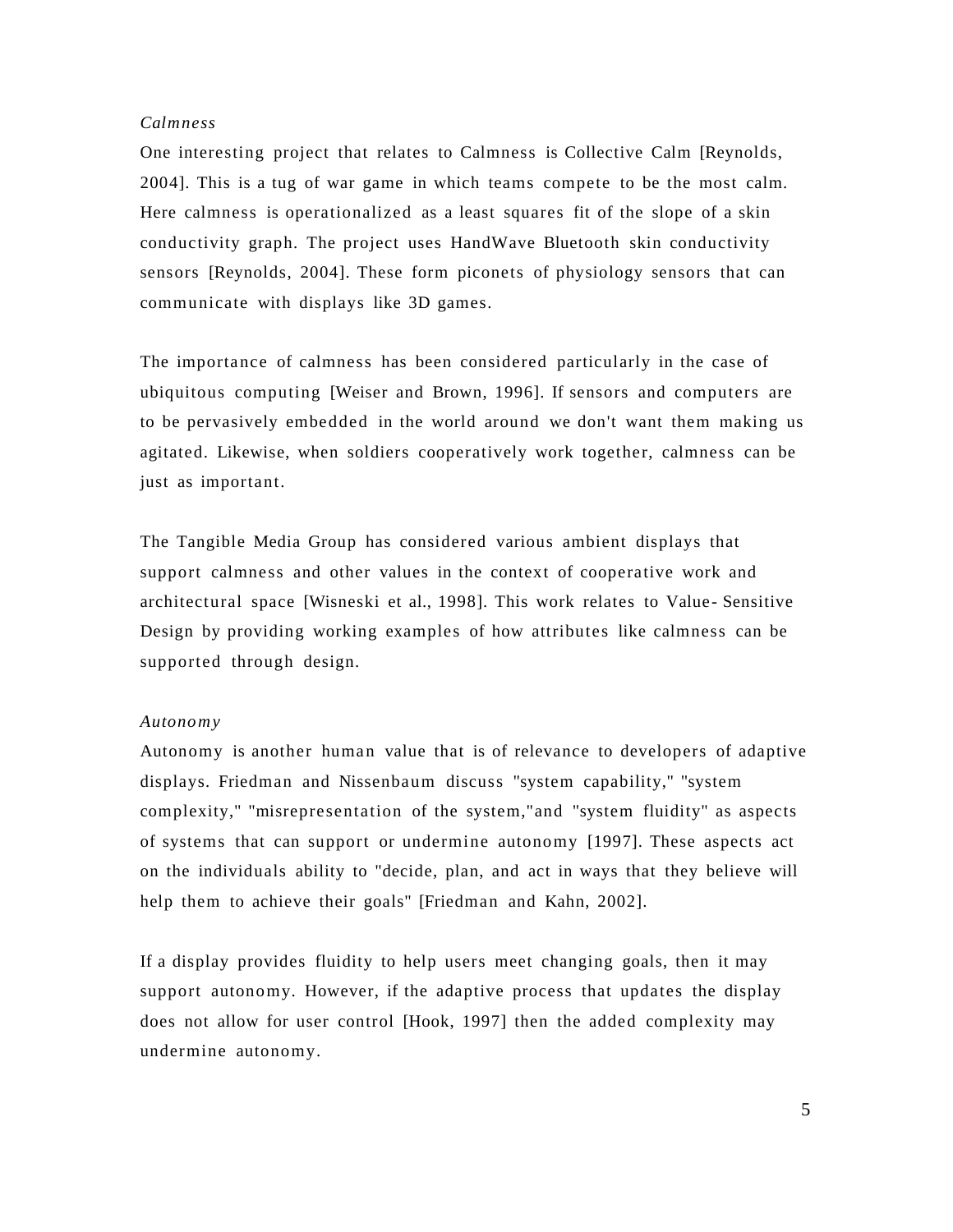*Calmness*

One interesting project that relates to Calmness is Collective Calm [Reynolds, 2004]. This is a tug of war game in which teams compete to be the most calm. Here calmness is operationalized as a least squares fit of the slope of a skin conductivity graph. The project uses HandWave Bluetooth skin conductivity sensors [Reynolds, 2004]. These form piconets of physiology sensors that can communicate with displays like 3D games.

The importance of calmness has been considered particularly in the case of ubiquitous computing [Weiser and Brown, 1996]. If sensors and computers are to be pervasively embedded in the world around we don't want them making us agitated. Likewise, when soldiers cooperatively work together, calmness can be just as important.

The Tangible Media Group has considered various ambient displays that support calmness and other values in the context of cooperative work and architectural space [Wisneski et al., 1998]. This work relates to Value- Sensitive Design by providing working examples of how attributes like calmness can be supported through design.

*Autonomy*

Autonomy is another human value that is of relevance to developers of adaptive displays. Friedman and Nissenbaum discuss "system capability," "system complexity," "misrepresentation of the system,"and "system fluidity" as aspects of systems that can support or undermine autonomy [1997]. These aspects act on the individuals ability to "decide, plan, and act in ways that they believe will help them to achieve their goals" [Friedman and Kahn, 2002].

If a display provides fluidity to help users meet changing goals, then it may support autonomy. However, if the adaptive process that updates the display does not allow for user control [Hook, 1997] then the added complexity may undermine autonomy.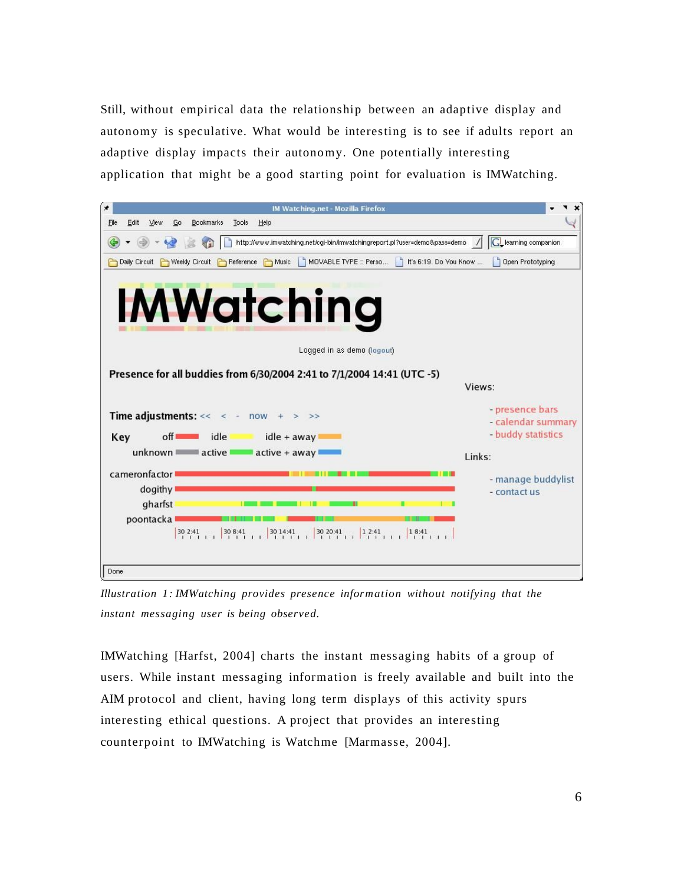Still, without empirical data the relationship between an adaptive display and autonomy is speculative. What would be interesting is to see if adults report an adaptive display impacts their autonomy. One potentially interesting application that might be a good starting point for evaluation is IMWatching.

*Illustration 1: IMWatching provides presence information without notifying that the instant messaging user is being observed.*

IMWatching [Harfst, 2004] charts the instant messaging habits of a group of users. While instant messaging information is freely available and built into the AIM protocol and client, having long term displays of this activity spurs interesting ethical questions. A project that provides an interesting counterpoint to IMWatching is Watchme [Marmasse, 2004].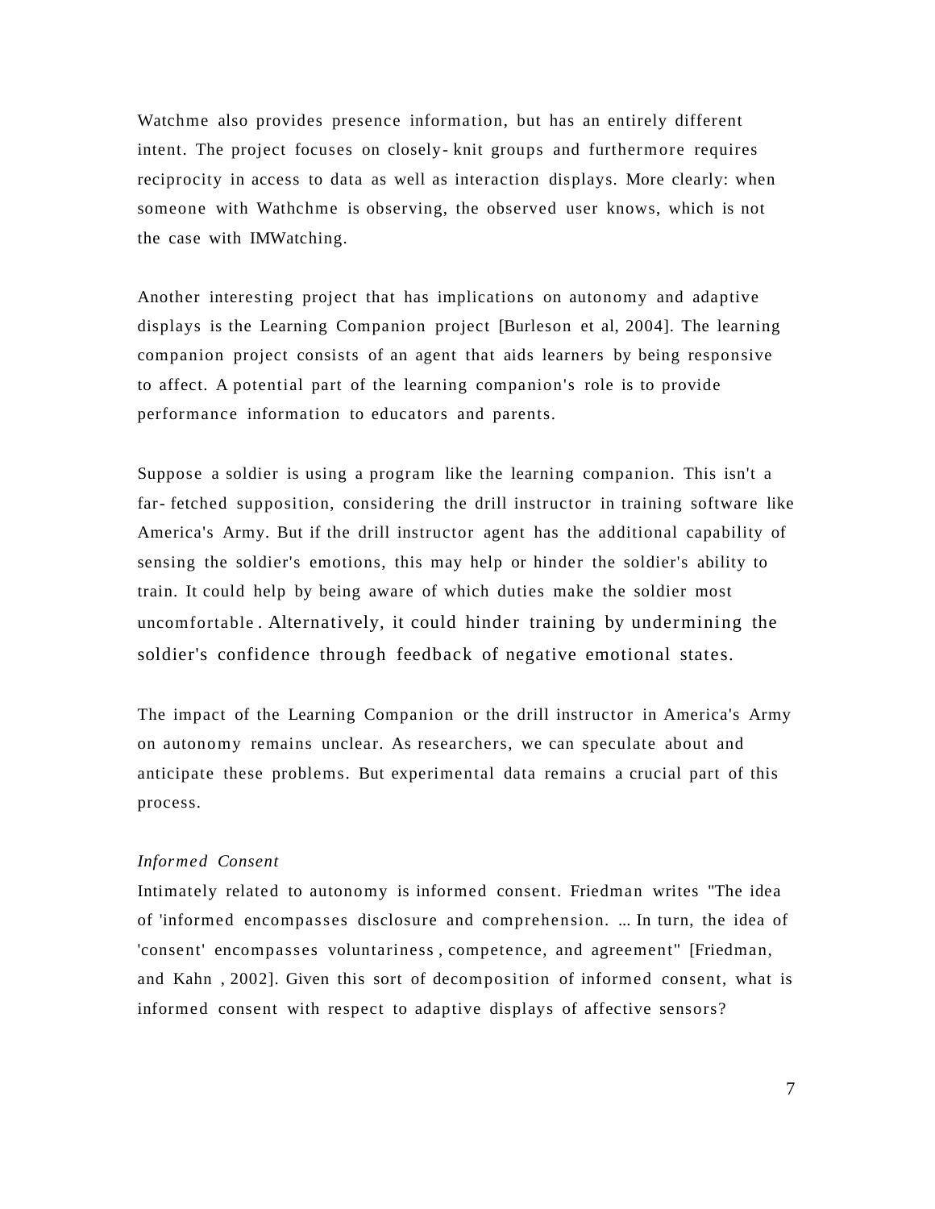Watchme also provides presence information, but has an entirely different intent. The project focuses on closely- knit groups and furthermore requires reciprocity in access to data as well as interaction displays. More clearly: when someone with Wathchme is observing, the observed user knows, which is not the case with IMWatching.

Another interesting project that has implications on autonomy and adaptive displays is the Learning Companion project [Burleson et al, 2004]. The learning companion project consists of an agent that aids learners by being responsive to affect. A potential part of the learning companion's role is to provide performance information to educators and parents.

Suppose a soldier is using a program like the learning companion. This isn't a far- fetched supposition, considering the drill instructor in training software like America's Army. But if the drill instructor agent has the additional capability of sensing the soldier's emotions, this may help or hinder the soldier's ability to train. It could help by being aware of which duties make the soldier most uncomfortable . Alternatively, it could hinder training by undermining the soldier's confidence through feedback of negative emotional states.

The impact of the Learning Companion or the drill instructor in America's Army on autonomy remains unclear. As researchers, we can speculate about and anticipate these problems. But experimental data remains a crucial part of this process.

*Informed Consent*

Intimately related to autonomy is informed consent. Friedman writes "The idea of 'informed encompasses disclosure and comprehension. ... In turn, the idea of 'consent' encompasses voluntariness , competence, and agreement" [Friedman, and Kahn , 2002]. Given this sort of decomposition of informed consent, what is informed consent with respect to adaptive displays of affective sensors?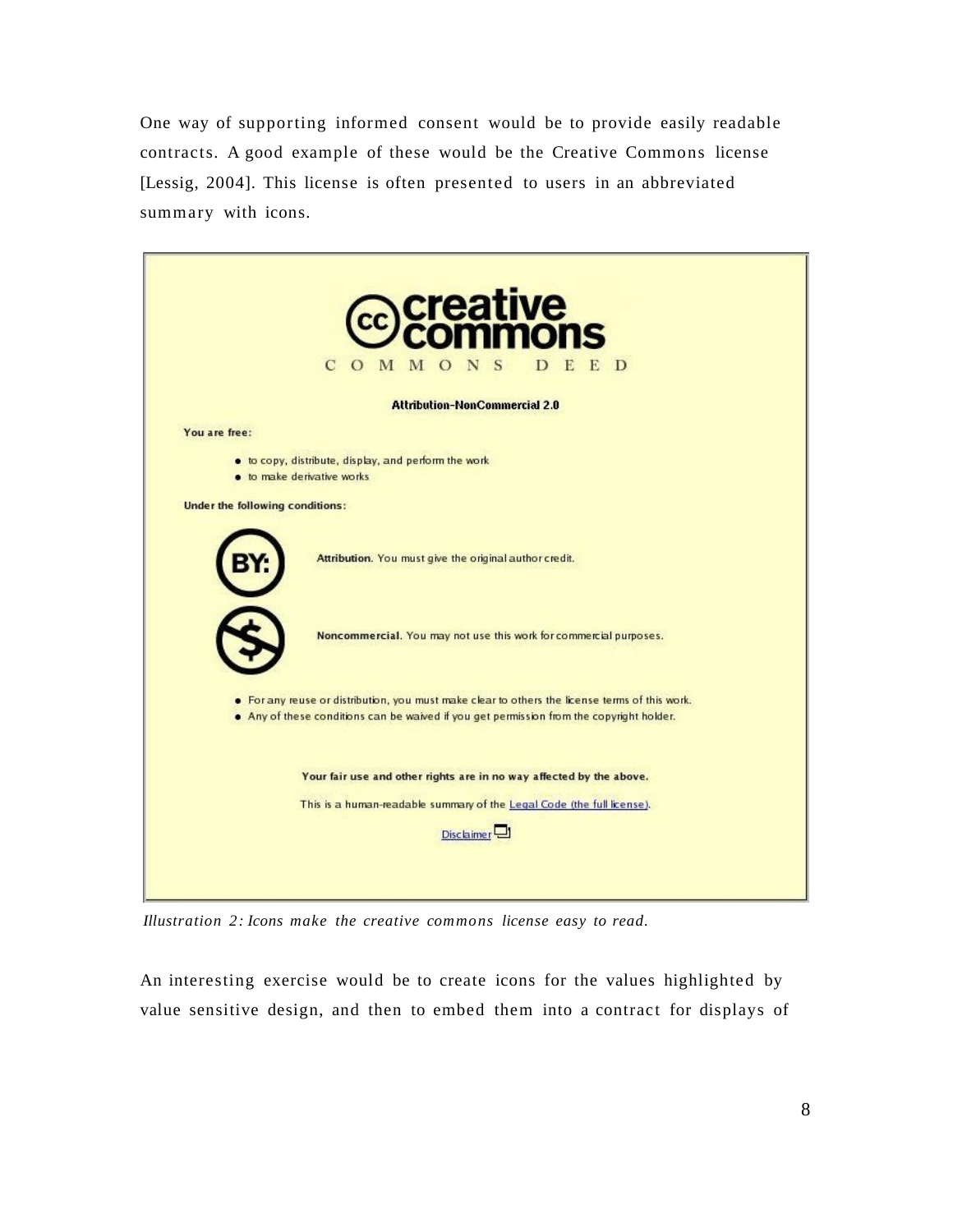One way of supporting informed consent would be to provide easily readable contracts. A good example of these would be the Creative Commons license [Lessig, 2004]. This license is often presented to users in an abbreviated summary with icons.

creative commons

COMMONS DEED

**Attribution-NonCommercial 2.0**

**You are free:**

- to copy, distribute, display, and perform the work
- to make derivative works

**Under the following conditions:**

BY: **Attribution.** You must give the original author credit.

**Noncommercial.** You may not use this work for commercial purposes.

- For any reuse or distribution, you must make clear to others the license terms of this work.
- Any of these conditions can be waived if you get permission from the copyright holder.

**Your fair use and other rights are in no way affected by the above.**

This is a human-readable summary of the Legal Code (the full license).

Disclaimer

*Illustration 2: Icons make the creative commons license easy to read.*

An interesting exercise would be to create icons for the values highlighted by value sensitive design, and then to embed them into a contract for displays of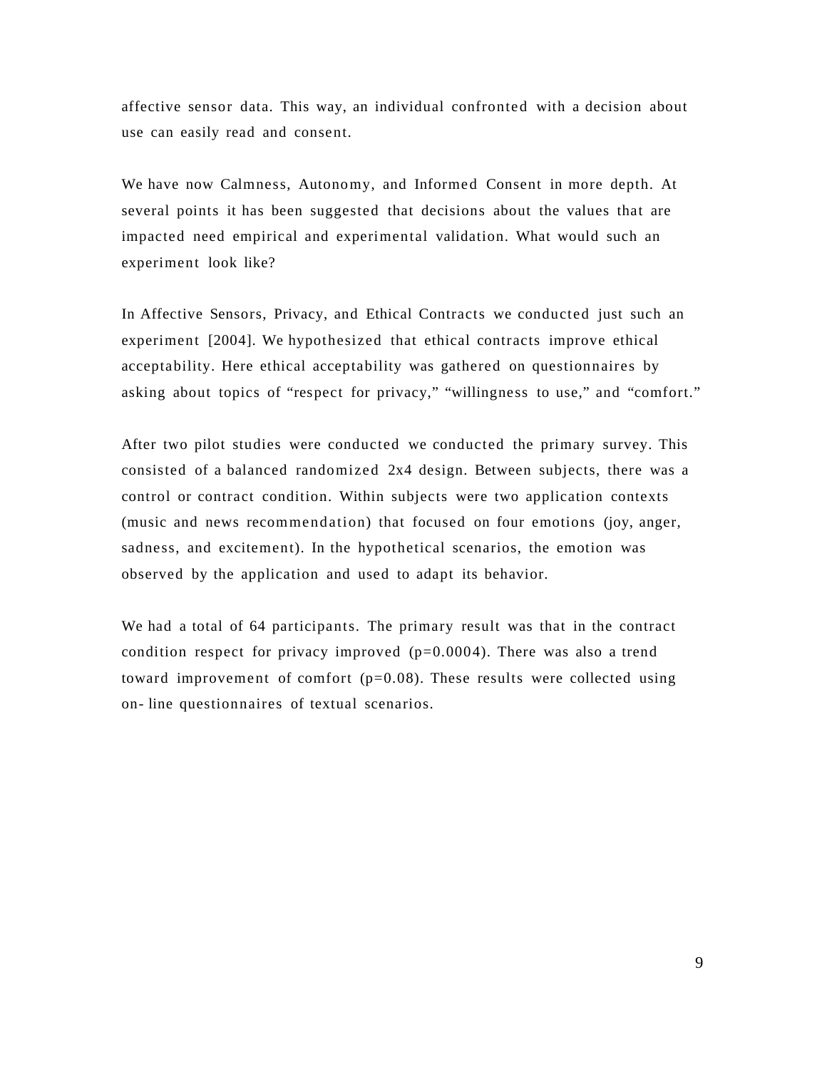affective sensor data. This way, an individual confronted with a decision about use can easily read and consent.

We have now Calmness, Autonomy, and Informed Consent in more depth. At several points it has been suggested that decisions about the values that are impacted need empirical and experimental validation. What would such an experiment look like?

In Affective Sensors, Privacy, and Ethical Contracts we conducted just such an experiment [2004]. We hypothesized that ethical contracts improve ethical acceptability. Here ethical acceptability was gathered on questionnaires by asking about topics of “respect for privacy,” “willingness to use,” and “comfort.”

After two pilot studies were conducted we conducted the primary survey. This consisted of a balanced randomized 2x4 design. Between subjects, there was a control or contract condition. Within subjects were two application contexts (music and news recommendation) that focused on four emotions (joy, anger, sadness, and excitement). In the hypothetical scenarios, the emotion was observed by the application and used to adapt its behavior.

We had a total of 64 participants. The primary result was that in the contract condition respect for privacy improved ($p=0.0004$). There was also a trend toward improvement of comfort ($p=0.08$). These results were collected using on- line questionnaires of textual scenarios.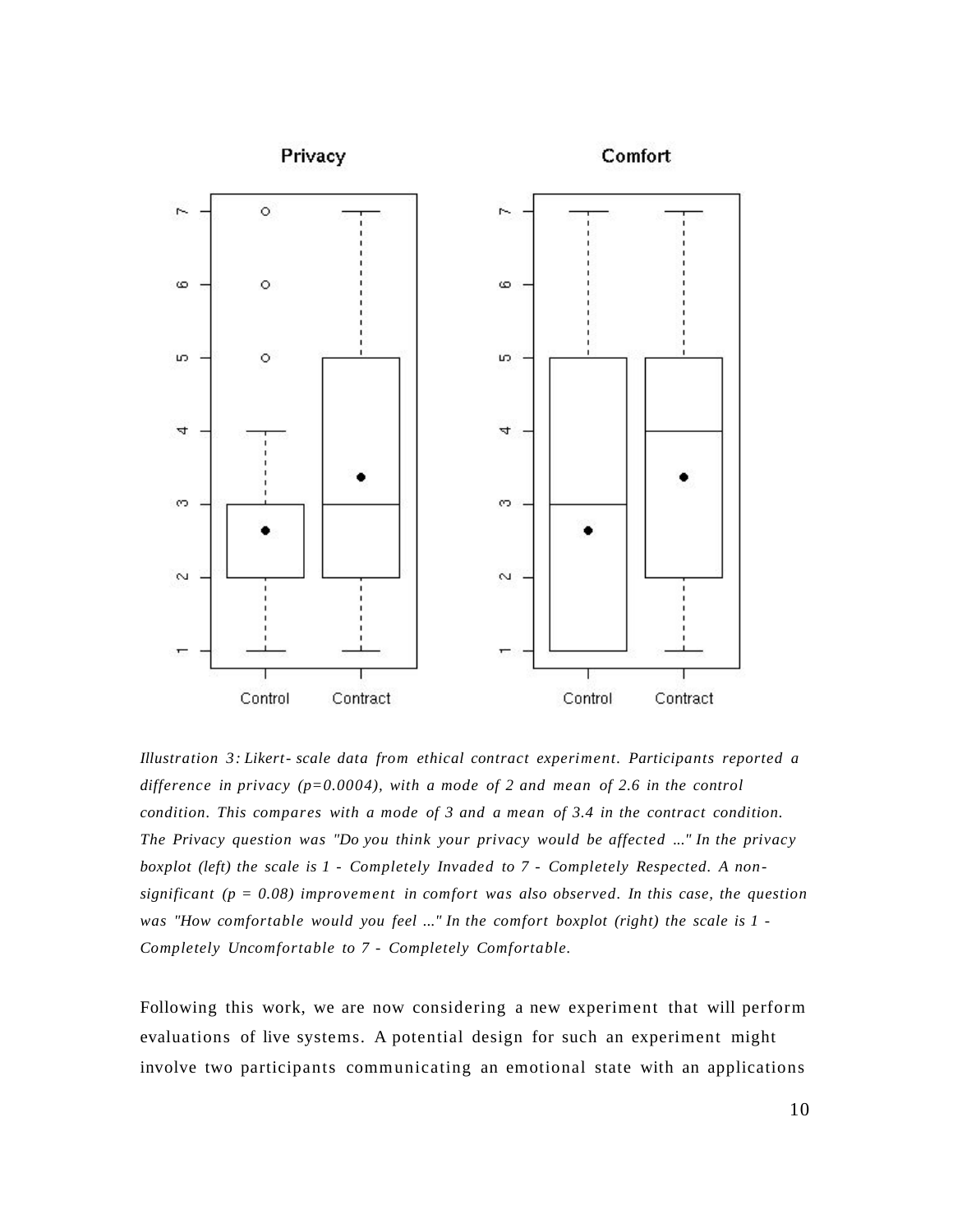*Illustration 3: Likert- scale data from ethical contract experiment. Participants reported a difference in privacy (p=0.0004), with a mode of 2 and mean of 2.6 in the control condition. This compares with a mode of 3 and a mean of 3.4 in the contract condition. The Privacy question was "Do you think your privacy would be affected ..." In the privacy boxplot (left) the scale is 1 - Completely Invaded to 7 - Completely Respected. A non-significant (p = 0.08) improvement in comfort was also observed. In this case, the question was "How comfortable would you feel ..." In the comfort boxplot (right) the scale is 1 - Completely Uncomfortable to 7 - Completely Comfortable.*

Following this work, we are now considering a new experiment that will perform evaluations of live systems. A potential design for such an experiment might involve two participants communicating an emotional state with an applications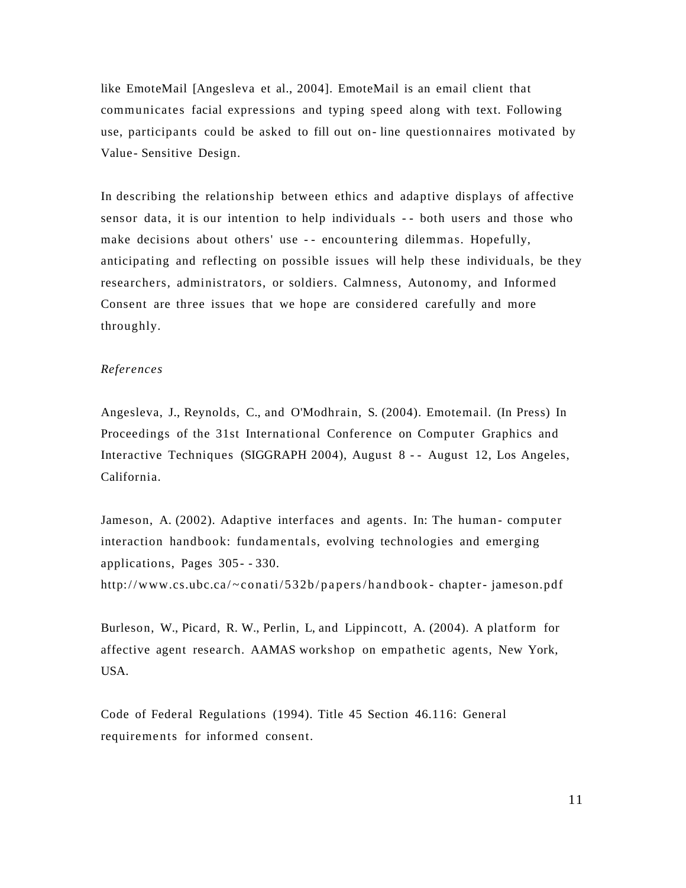like EmoteMail [Angesleva et al., 2004]. EmoteMail is an email client that communicates facial expressions and typing speed along with text. Following use, participants could be asked to fill out on-line questionnaires motivated by Value-Sensitive Design.

In describing the relationship between ethics and adaptive displays of affective sensor data, it is our intention to help individuals -- both users and those who make decisions about others' use -- encountering dilemmas. Hopefully, anticipating and reflecting on possible issues will help these individuals, be they researchers, administrators, or soldiers. Calmness, Autonomy, and Informed Consent are three issues that we hope are considered carefully and more throughly.

*References*

Angesleva, J., Reynolds, C., and O'Modhrain, S. (2004). Emotemail. (In Press) In Proceedings of the 31st International Conference on Computer Graphics and Interactive Techniques (SIGGRAPH 2004), August 8 -- August 12, Los Angeles, California.

Jameson, A. (2002). Adaptive interfaces and agents. In: The human-computer interaction handbook: fundamentals, evolving technologies and emerging applications, Pages 305--330.
http://www.cs.ubc.ca/~conati/532b/papers/handbook-chapter-jameson.pdf

Burleson, W., Picard, R. W., Perlin, L, and Lippincott, A. (2004). A platform for affective agent research. AAMAS workshop on empathetic agents, New York, USA.

Code of Federal Regulations (1994). Title 45 Section 46.116: General requirements for informed consent.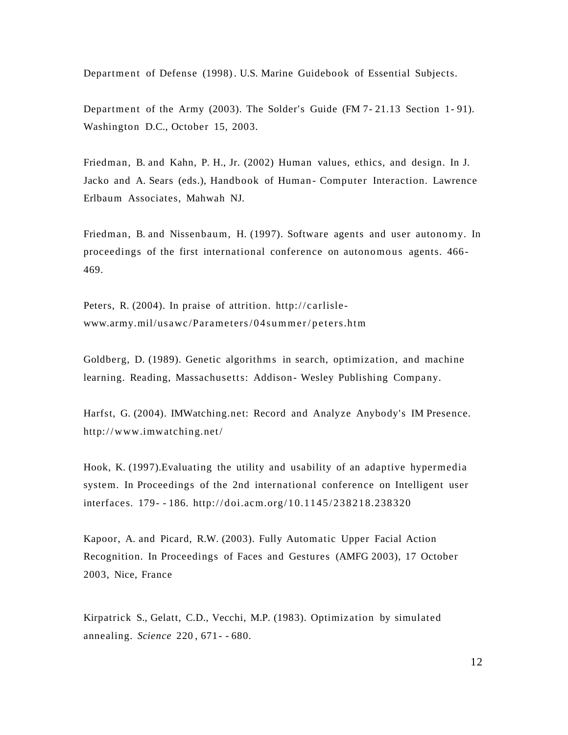Department of Defense (1998). U.S. Marine Guidebook of Essential Subjects.

Department of the Army (2003). The Solder's Guide (FM 7-21.13 Section 1-91). Washington D.C., October 15, 2003.

Friedman, B. and Kahn, P. H., Jr. (2002) Human values, ethics, and design. In J. Jacko and A. Sears (eds.), Handbook of Human-Computer Interaction. Lawrence Erlbaum Associates, Mahwah NJ.

Friedman, B. and Nissenbaum, H. (1997). Software agents and user autonomy. In proceedings of the first international conference on autonomous agents. 466-469.

Peters, R. (2004). In praise of attrition. http://carlisle-www.army.mil/usawc/Parameters/04summer/peters.htm

Goldberg, D. (1989). Genetic algorithms in search, optimization, and machine learning. Reading, Massachusetts: Addison-Wesley Publishing Company.

Harfst, G. (2004). IMWatching.net: Record and Analyze Anybody's IM Presence. http://www.imwatching.net/

Hook, K. (1997).Evaluating the utility and usability of an adaptive hypermedia system. In Proceedings of the 2nd international conference on Intelligent user interfaces. 179--186. http://doi.acm.org/10.1145/238218.238320

Kapoor, A. and Picard, R.W. (2003). Fully Automatic Upper Facial Action Recognition. In Proceedings of Faces and Gestures (AMFG 2003), 17 October 2003, Nice, France

Kirpatrick S., Gelatt, C.D., Vecchi, M.P. (1983). Optimization by simulated annealing. *Science* 220, 671--680.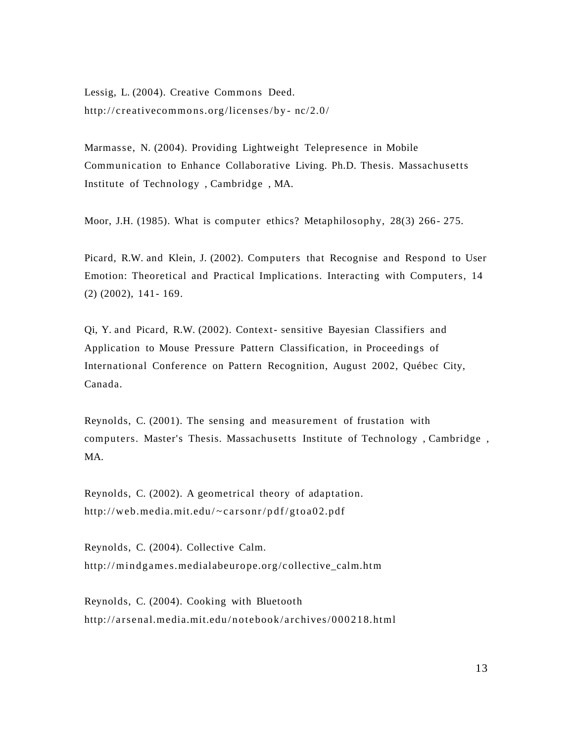Lessig, L. (2004). Creative Commons Deed. http://creativecommons.org/licenses/by-nc/2.0/

Marmasse, N. (2004). Providing Lightweight Telepresence in Mobile Communication to Enhance Collaborative Living. Ph.D. Thesis. Massachusetts Institute of Technology, Cambridge, MA.

Moor, J.H. (1985). What is computer ethics? Metaphilosophy, 28(3) 266-275.

Picard, R.W. and Klein, J. (2002). Computers that Recognise and Respond to User Emotion: Theoretical and Practical Implications. Interacting with Computers, 14 (2) (2002), 141-169.

Qi, Y. and Picard, R.W. (2002). Context-sensitive Bayesian Classifiers and Application to Mouse Pressure Pattern Classification, in Proceedings of International Conference on Pattern Recognition, August 2002, Québec City, Canada.

Reynolds, C. (2001). The sensing and measurement of frustation with computers. Master's Thesis. Massachusetts Institute of Technology, Cambridge, MA.

Reynolds, C. (2002). A geometrical theory of adaptation. http://web.media.mit.edu/~carsonr/pdf/gtoa02.pdf

Reynolds, C. (2004). Collective Calm. http://mindgames.medialabeurope.org/collective_calm.htm

Reynolds, C. (2004). Cooking with Bluetooth http://arsenal.media.mit.edu/notebook/archives/000218.html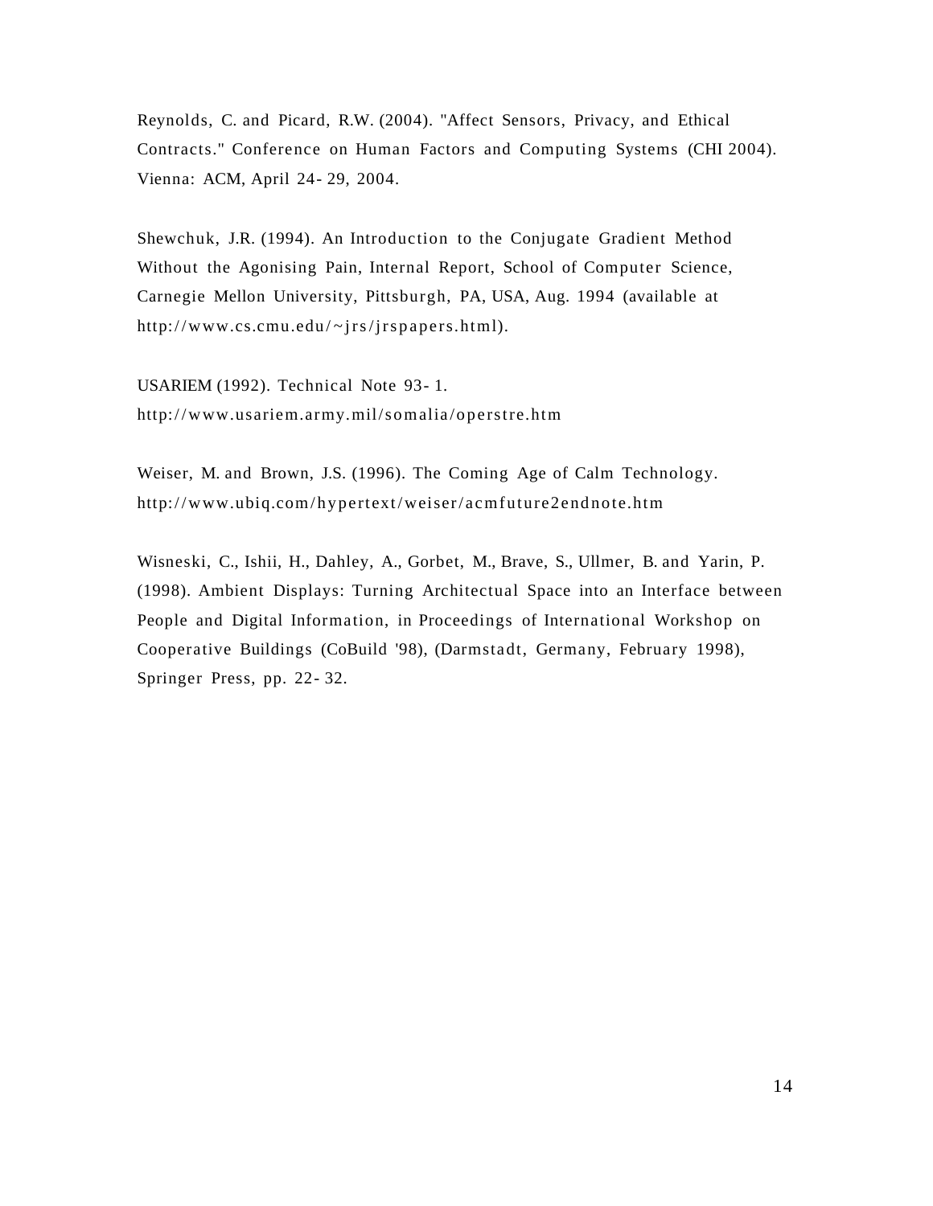Reynolds, C. and Picard, R.W. (2004). "Affect Sensors, Privacy, and Ethical Contracts." Conference on Human Factors and Computing Systems (CHI 2004). Vienna: ACM, April 24- 29, 2004.

Shewchuk, J.R. (1994). An Introduction to the Conjugate Gradient Method Without the Agonising Pain, Internal Report, School of Computer Science, Carnegie Mellon University, Pittsburgh, PA, USA, Aug. 1994 (available at http://www.cs.cmu.edu/~jrs/jrspapers.html).

USARIEM (1992). Technical Note 93- 1. http://www.usariem.army.mil/somalia/operstre.htm

Weiser, M. and Brown, J.S. (1996). The Coming Age of Calm Technology. http://www.ubiq.com/hypertext/weiser/acmfuture2endnote.htm

Wisneski, C., Ishii, H., Dahley, A., Gorbet, M., Brave, S., Ullmer, B. and Yarin, P. (1998). Ambient Displays: Turning Architectual Space into an Interface between People and Digital Information, in Proceedings of International Workshop on Cooperative Buildings (CoBuild '98), (Darmstadt, Germany, February 1998), Springer Press, pp. 22- 32.